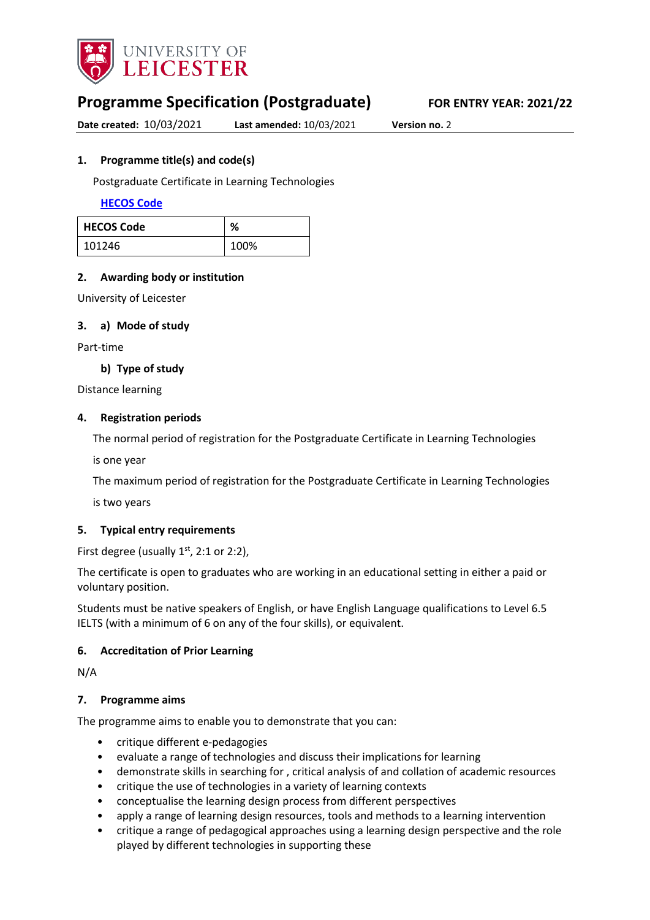# Programme Specification (Postgraduate)

**FOR ENTRY YEAR: 2021/22**

**Date created:** 10/03/2021 **Last amended:** 10/03/2021 **Version no.** 2

## 1. Programme title(s) and code(s)

Postgraduate Certificate in Learning Technologies

**HECOS Code**

| HECOS Code | % |
|---|---|
| 101246 | 100% |

## 2. Awarding body or institution

University of Leicester

## 3. a) Mode of study

Part-time

### b) Type of study

Distance learning

## 4. Registration periods

The normal period of registration for the Postgraduate Certificate in Learning Technologies

is one year

The maximum period of registration for the Postgraduate Certificate in Learning Technologies

is two years

## 5. Typical entry requirements

First degree (usually 1st, 2:1 or 2:2),

The certificate is open to graduates who are working in an educational setting in either a paid or voluntary position.

Students must be native speakers of English, or have English Language qualifications to Level 6.5 IELTS (with a minimum of 6 on any of the four skills), or equivalent.

## 6. Accreditation of Prior Learning

N/A

## 7. Programme aims

The programme aims to enable you to demonstrate that you can:

- critique different e-pedagogies
- evaluate a range of technologies and discuss their implications for learning
- demonstrate skills in searching for , critical analysis of and collation of academic resources
- critique the use of technologies in a variety of learning contexts
- conceptualise the learning design process from different perspectives
- apply a range of learning design resources, tools and methods to a learning intervention
- critique a range of pedagogical approaches using a learning design perspective and the role played by different technologies in supporting these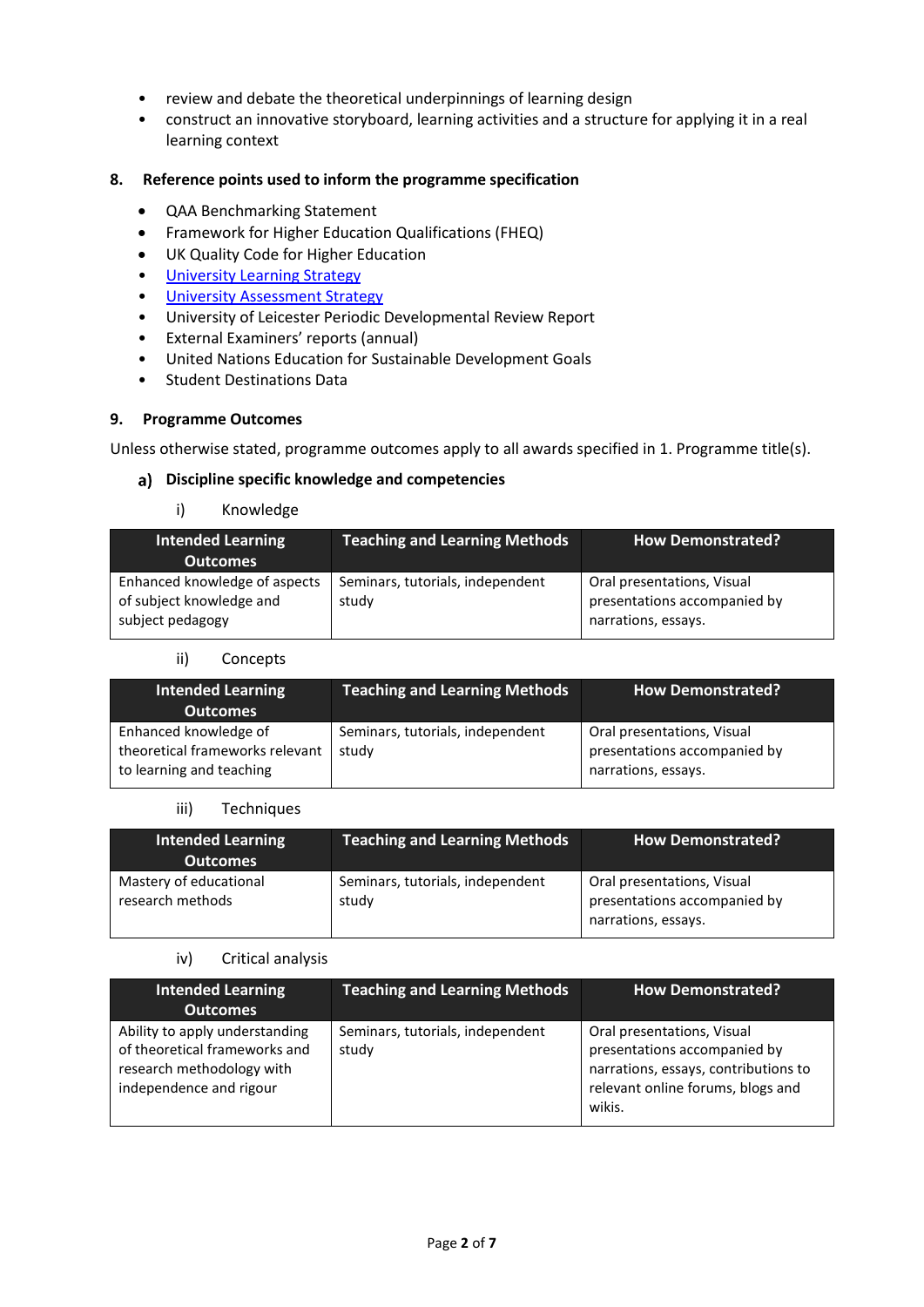- review and debate the theoretical underpinnings of learning design
- construct an innovative storyboard, learning activities and a structure for applying it in a real learning context

## 8. Reference points used to inform the programme specification

- QAA Benchmarking Statement
- Framework for Higher Education Qualifications (FHEQ)
- UK Quality Code for Higher Education
- [University Learning Strategy]
- [University Assessment Strategy]
- University of Leicester Periodic Developmental Review Report
- External Examiners' reports (annual)
- United Nations Education for Sustainable Development Goals
- Student Destinations Data

## 9. Programme Outcomes

Unless otherwise stated, programme outcomes apply to all awards specified in 1. Programme title(s).

### a) Discipline specific knowledge and competencies

i) Knowledge

| Intended Learning Outcomes | Teaching and Learning Methods | How Demonstrated? |
|---|---|---|
| Enhanced knowledge of aspects of subject knowledge and subject pedagogy | Seminars, tutorials, independent study | Oral presentations, Visual presentations accompanied by narrations, essays. |

ii) Concepts

| Intended Learning Outcomes | Teaching and Learning Methods | How Demonstrated? |
|---|---|---|
| Enhanced knowledge of theoretical frameworks relevant to learning and teaching | Seminars, tutorials, independent study | Oral presentations, Visual presentations accompanied by narrations, essays. |

iii) Techniques

| Intended Learning Outcomes | Teaching and Learning Methods | How Demonstrated? |
|---|---|---|
| Mastery of educational research methods | Seminars, tutorials, independent study | Oral presentations, Visual presentations accompanied by narrations, essays. |

iv) Critical analysis

| Intended Learning Outcomes | Teaching and Learning Methods | How Demonstrated? |
|---|---|---|
| Ability to apply understanding of theoretical frameworks and research methodology with independence and rigour | Seminars, tutorials, independent study | Oral presentations, Visual presentations accompanied by narrations, essays, contributions to relevant online forums, blogs and wikis. |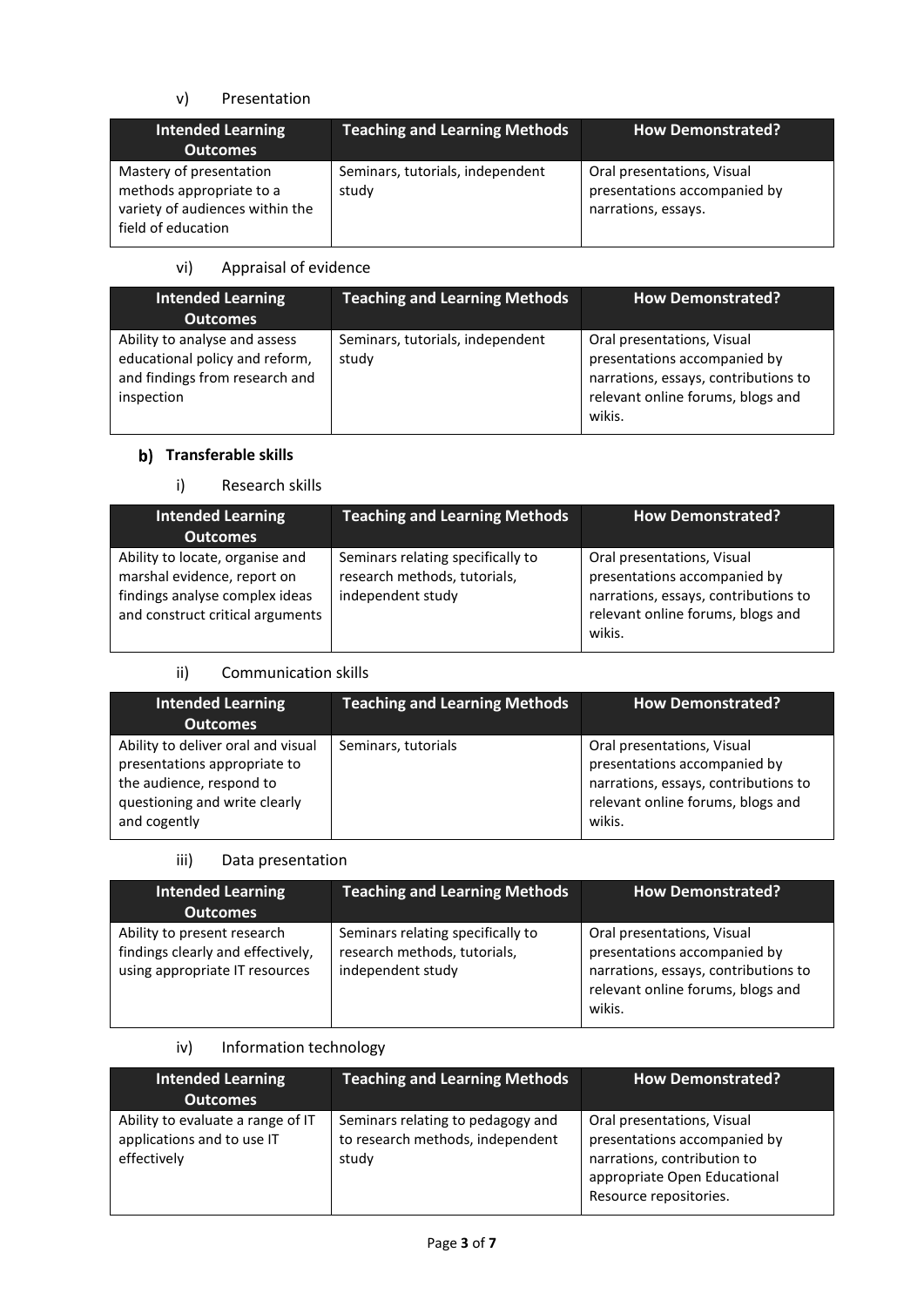v) Presentation

| Intended Learning Outcomes | Teaching and Learning Methods | How Demonstrated? |
| --- | --- | --- |
| Mastery of presentation methods appropriate to a variety of audiences within the field of education | Seminars, tutorials, independent study | Oral presentations, Visual presentations accompanied by narrations, essays. |

vi) Appraisal of evidence

| Intended Learning Outcomes | Teaching and Learning Methods | How Demonstrated? |
| --- | --- | --- |
| Ability to analyse and assess educational policy and reform, and findings from research and inspection | Seminars, tutorials, independent study | Oral presentations, Visual presentations accompanied by narrations, essays, contributions to relevant online forums, blogs and wikis. |

### b) Transferable skills

i) Research skills

| Intended Learning Outcomes | Teaching and Learning Methods | How Demonstrated? |
| --- | --- | --- |
| Ability to locate, organise and marshal evidence, report on findings analyse complex ideas and construct critical arguments | Seminars relating specifically to research methods, tutorials, independent study | Oral presentations, Visual presentations accompanied by narrations, essays, contributions to relevant online forums, blogs and wikis. |

ii) Communication skills

| Intended Learning Outcomes | Teaching and Learning Methods | How Demonstrated? |
| --- | --- | --- |
| Ability to deliver oral and visual presentations appropriate to the audience, respond to questioning and write clearly and cogently | Seminars, tutorials | Oral presentations, Visual presentations accompanied by narrations, essays, contributions to relevant online forums, blogs and wikis. |

iii) Data presentation

| Intended Learning Outcomes | Teaching and Learning Methods | How Demonstrated? |
| --- | --- | --- |
| Ability to present research findings clearly and effectively, using appropriate IT resources | Seminars relating specifically to research methods, tutorials, independent study | Oral presentations, Visual presentations accompanied by narrations, essays, contributions to relevant online forums, blogs and wikis. |

iv) Information technology

| Intended Learning Outcomes | Teaching and Learning Methods | How Demonstrated? |
| --- | --- | --- |
| Ability to evaluate a range of IT applications and to use IT effectively | Seminars relating to pedagogy and to research methods, independent study | Oral presentations, Visual presentations accompanied by narrations, contribution to appropriate Open Educational Resource repositories. |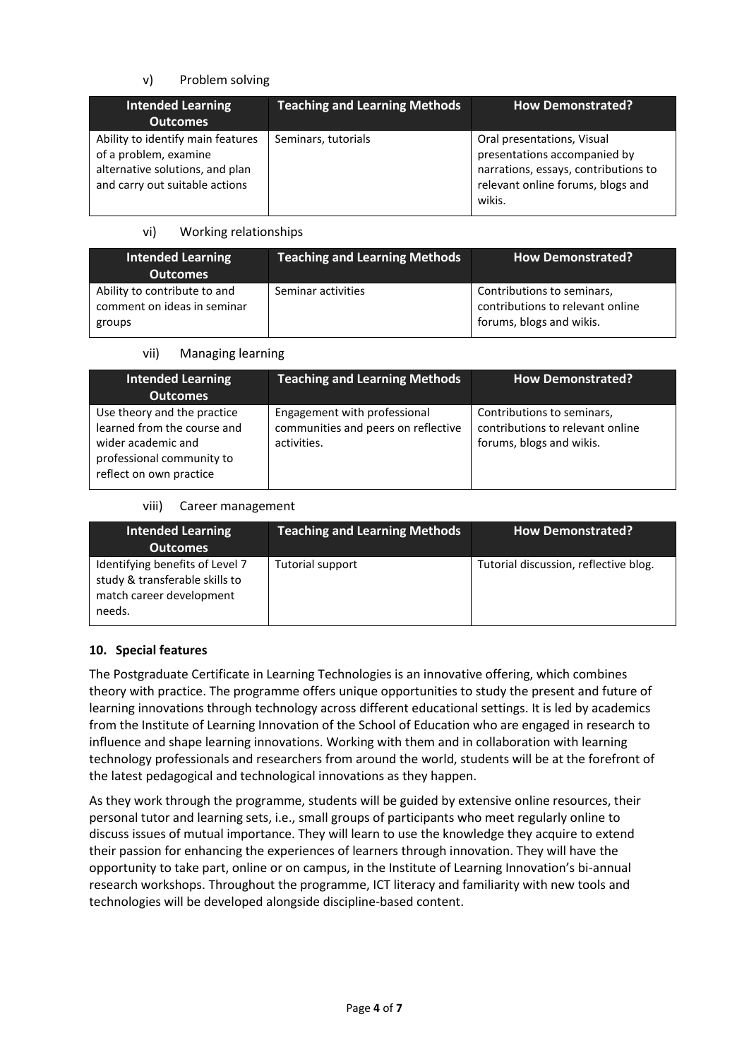v) Problem solving

| Intended Learning Outcomes | Teaching and Learning Methods | How Demonstrated? |
|---|---|---|
| Ability to identify main features of a problem, examine alternative solutions, and plan and carry out suitable actions | Seminars, tutorials | Oral presentations, Visual presentations accompanied by narrations, essays, contributions to relevant online forums, blogs and wikis. |

vi) Working relationships

| Intended Learning Outcomes | Teaching and Learning Methods | How Demonstrated? |
|---|---|---|
| Ability to contribute to and comment on ideas in seminar groups | Seminar activities | Contributions to seminars, contributions to relevant online forums, blogs and wikis. |

vii) Managing learning

| Intended Learning Outcomes | Teaching and Learning Methods | How Demonstrated? |
|---|---|---|
| Use theory and the practice learned from the course and wider academic and professional community to reflect on own practice | Engagement with professional communities and peers on reflective activities. | Contributions to seminars, contributions to relevant online forums, blogs and wikis. |

viii) Career management

| Intended Learning Outcomes | Teaching and Learning Methods | How Demonstrated? |
|---|---|---|
| Identifying benefits of Level 7 study & transferable skills to match career development needs. | Tutorial support | Tutorial discussion, reflective blog. |

## 10. Special features

The Postgraduate Certificate in Learning Technologies is an innovative offering, which combines theory with practice. The programme offers unique opportunities to study the present and future of learning innovations through technology across different educational settings. It is led by academics from the Institute of Learning Innovation of the School of Education who are engaged in research to influence and shape learning innovations. Working with them and in collaboration with learning technology professionals and researchers from around the world, students will be at the forefront of the latest pedagogical and technological innovations as they happen.

As they work through the programme, students will be guided by extensive online resources, their personal tutor and learning sets, i.e., small groups of participants who meet regularly online to discuss issues of mutual importance. They will learn to use the knowledge they acquire to extend their passion for enhancing the experiences of learners through innovation. They will have the opportunity to take part, online or on campus, in the Institute of Learning Innovation's bi-annual research workshops. Throughout the programme, ICT literacy and familiarity with new tools and technologies will be developed alongside discipline-based content.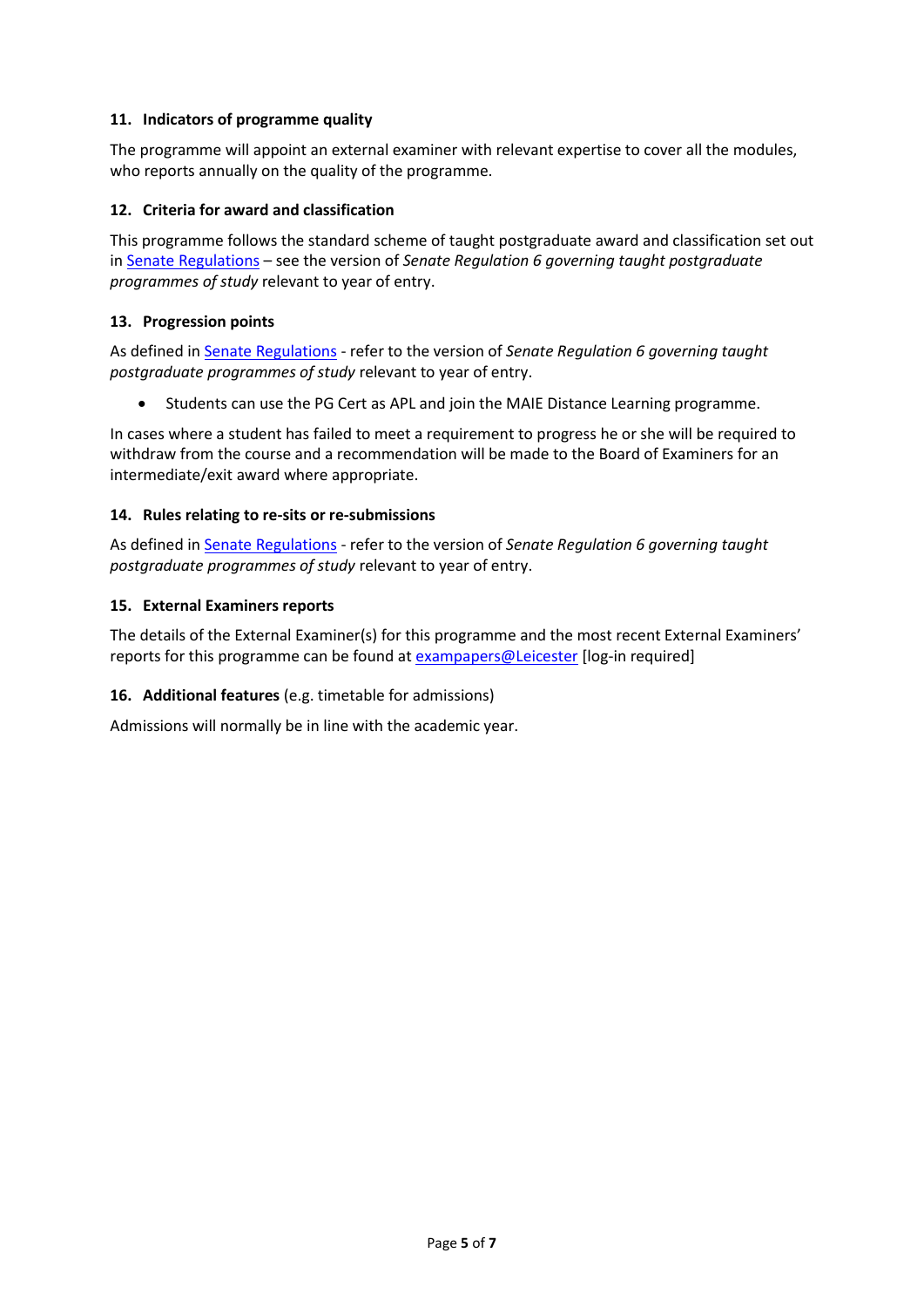### 11. Indicators of programme quality

The programme will appoint an external examiner with relevant expertise to cover all the modules, who reports annually on the quality of the programme.

### 12. Criteria for award and classification

This programme follows the standard scheme of taught postgraduate award and classification set out in Senate Regulations – see the version of *Senate Regulation 6 governing taught postgraduate programmes of study* relevant to year of entry.

### 13. Progression points

As defined in Senate Regulations - refer to the version of *Senate Regulation 6 governing taught postgraduate programmes of study* relevant to year of entry.

- Students can use the PG Cert as APL and join the MAIE Distance Learning programme.

In cases where a student has failed to meet a requirement to progress he or she will be required to withdraw from the course and a recommendation will be made to the Board of Examiners for an intermediate/exit award where appropriate.

### 14. Rules relating to re-sits or re-submissions

As defined in Senate Regulations - refer to the version of *Senate Regulation 6 governing taught postgraduate programmes of study* relevant to year of entry.

### 15. External Examiners reports

The details of the External Examiner(s) for this programme and the most recent External Examiners' reports for this programme can be found at exampapers@Leicester [log-in required]

### 16. Additional features (e.g. timetable for admissions)

Admissions will normally be in line with the academic year.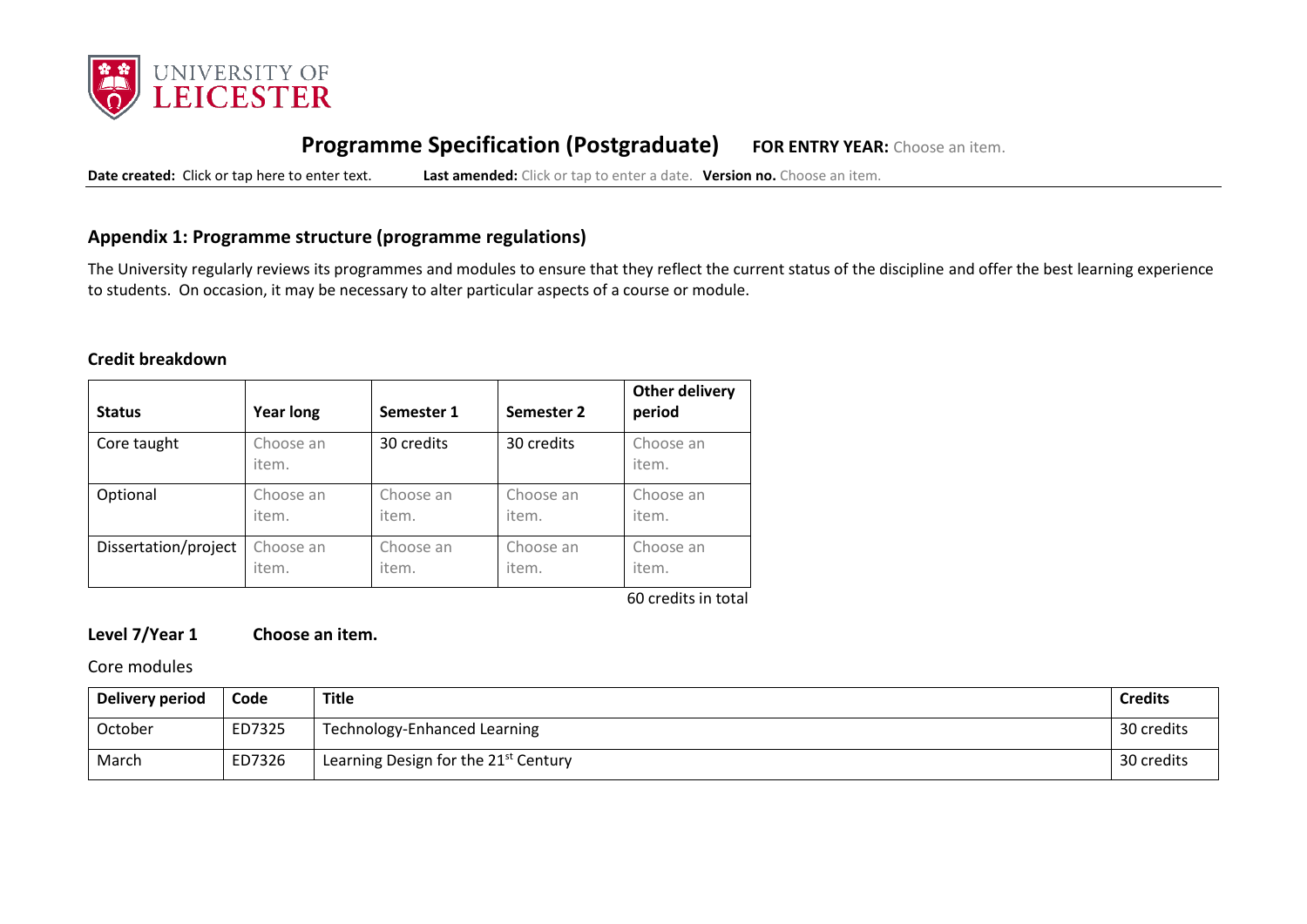![UNIVERSITY OF LEICESTER]

# Programme Specification (Postgraduate) **FOR ENTRY YEAR:** Choose an item.

**Date created:** Click or tap here to enter text. **Last amended:** Click or tap to enter a date. **Version no.** Choose an item.

## Appendix 1: Programme structure (programme regulations)

The University regularly reviews its programmes and modules to ensure that they reflect the current status of the discipline and offer the best learning experience to students. On occasion, it may be necessary to alter particular aspects of a course or module.

### Credit breakdown

| Status | Year long | Semester 1 | Semester 2 | Other delivery period |
|---|---|---|---|---|
| Core taught | Choose an item. | 30 credits | 30 credits | Choose an item. |
| Optional | Choose an item. | Choose an item. | Choose an item. | Choose an item. |
| Dissertation/project | Choose an item. | Choose an item. | Choose an item. | Choose an item. |

60 credits in total

### Level 7/Year 1 Choose an item.

Core modules

| Delivery period | Code | Title | Credits |
|---|---|---|---|
| October | ED7325 | Technology-Enhanced Learning | 30 credits |
| March | ED7326 | Learning Design for the 21st Century | 30 credits |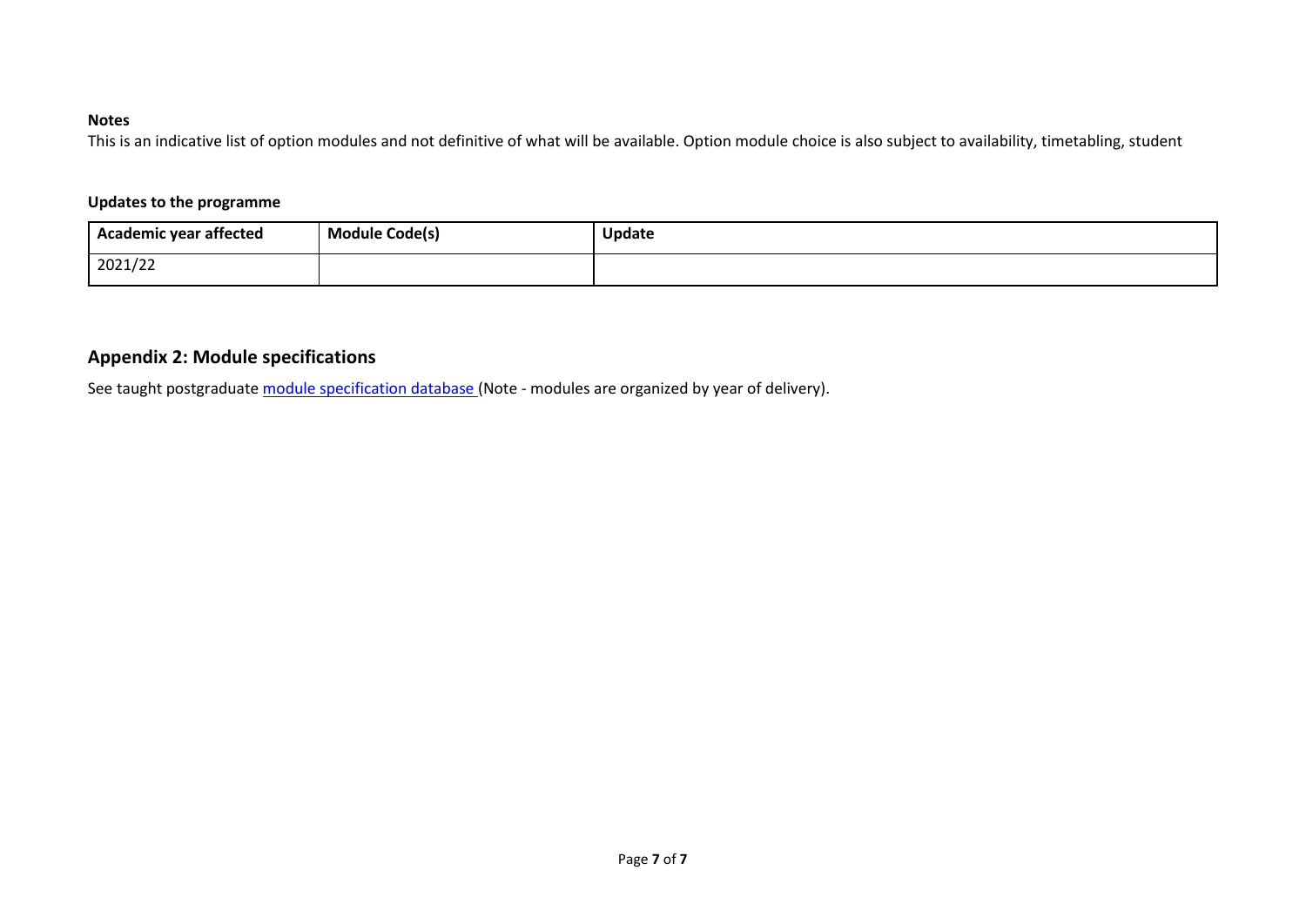**Notes**

This is an indicative list of option modules and not definitive of what will be available. Option module choice is also subject to availability, timetabling, student

**Updates to the programme**

| Academic year affected | Module Code(s) | Update |
|---|---|---|
| 2021/22 | | |

## Appendix 2: Module specifications

See taught postgraduate module specification database (Note - modules are organized by year of delivery).